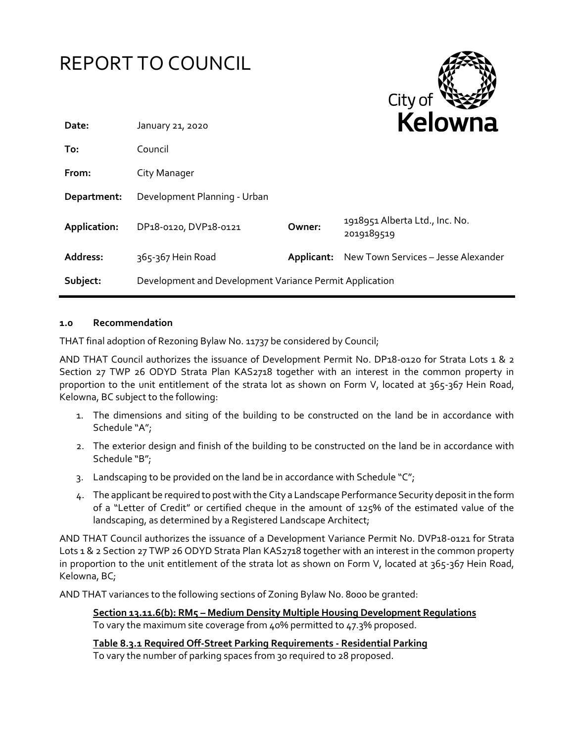# REPORT TO COUNCIL

City of Kelowna

| | | | |
|---|---|---|---|
| **Date:** | January 21, 2020 | | |
| **To:** | Council | | |
| **From:** | City Manager | | |
| **Department:** | Development Planning - Urban | | |
| **Application:** | DP18-0120, DVP18-0121 | **Owner:** | 1918951 Alberta Ltd., Inc. No. 2019189519 |
| **Address:** | 365-367 Hein Road | **Applicant:** | New Town Services – Jesse Alexander |
| **Subject:** | Development and Development Variance Permit Application | | |

### 1.0 Recommendation

THAT final adoption of Rezoning Bylaw No. 11737 be considered by Council;

AND THAT Council authorizes the issuance of Development Permit No. DP18-0120 for Strata Lots 1 & 2 Section 27 TWP 26 ODYD Strata Plan KAS2718 together with an interest in the common property in proportion to the unit entitlement of the strata lot as shown on Form V, located at 365-367 Hein Road, Kelowna, BC subject to the following:

1. The dimensions and siting of the building to be constructed on the land be in accordance with Schedule "A";
2. The exterior design and finish of the building to be constructed on the land be in accordance with Schedule "B";
3. Landscaping to be provided on the land be in accordance with Schedule "C";
4. The applicant be required to post with the City a Landscape Performance Security deposit in the form of a "Letter of Credit" or certified cheque in the amount of 125% of the estimated value of the landscaping, as determined by a Registered Landscape Architect;

AND THAT Council authorizes the issuance of a Development Variance Permit No. DVP18-0121 for Strata Lots 1 & 2 Section 27 TWP 26 ODYD Strata Plan KAS2718 together with an interest in the common property in proportion to the unit entitlement of the strata lot as shown on Form V, located at 365-367 Hein Road, Kelowna, BC;

AND THAT variances to the following sections of Zoning Bylaw No. 8000 be granted:

**Section 13.11.6(b): RM5 – Medium Density Multiple Housing Development Regulations**
To vary the maximum site coverage from 40% permitted to 47.3% proposed.

**Table 8.3.1 Required Off-Street Parking Requirements - Residential Parking**
To vary the number of parking spaces from 30 required to 28 proposed.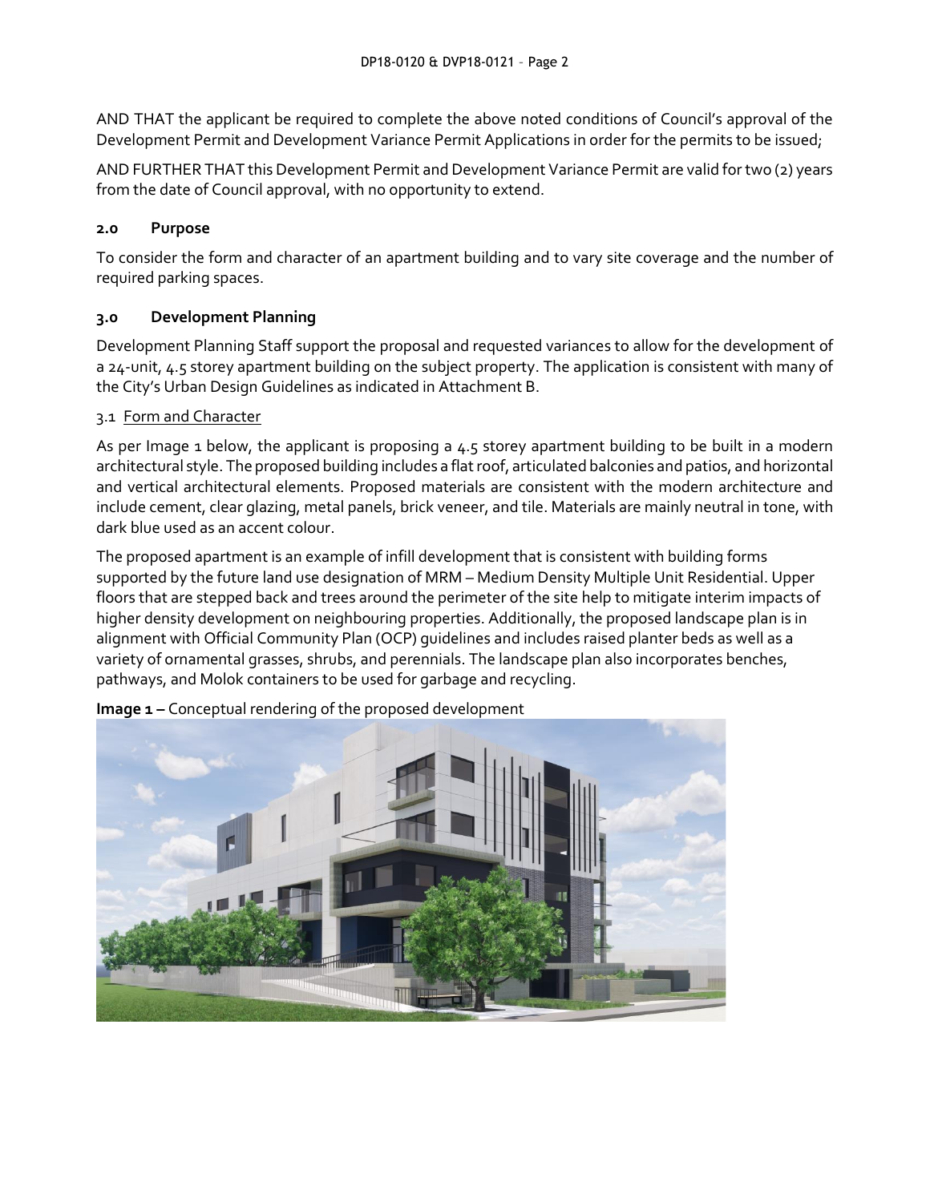AND THAT the applicant be required to complete the above noted conditions of Council's approval of the Development Permit and Development Variance Permit Applications in order for the permits to be issued;

AND FURTHER THAT this Development Permit and Development Variance Permit are valid for two (2) years from the date of Council approval, with no opportunity to extend.

## 2.0 Purpose

To consider the form and character of an apartment building and to vary site coverage and the number of required parking spaces.

## 3.0 Development Planning

Development Planning Staff support the proposal and requested variances to allow for the development of a 24-unit, 4.5 storey apartment building on the subject property. The application is consistent with many of the City's Urban Design Guidelines as indicated in Attachment B.

### 3.1 Form and Character

As per Image 1 below, the applicant is proposing a 4.5 storey apartment building to be built in a modern architectural style. The proposed building includes a flat roof, articulated balconies and patios, and horizontal and vertical architectural elements. Proposed materials are consistent with the modern architecture and include cement, clear glazing, metal panels, brick veneer, and tile. Materials are mainly neutral in tone, with dark blue used as an accent colour.

The proposed apartment is an example of infill development that is consistent with building forms supported by the future land use designation of MRM – Medium Density Multiple Unit Residential. Upper floors that are stepped back and trees around the perimeter of the site help to mitigate interim impacts of higher density development on neighbouring properties. Additionally, the proposed landscape plan is in alignment with Official Community Plan (OCP) guidelines and includes raised planter beds as well as a variety of ornamental grasses, shrubs, and perennials. The landscape plan also incorporates benches, pathways, and Molok containers to be used for garbage and recycling.

**Image 1 –** Conceptual rendering of the proposed development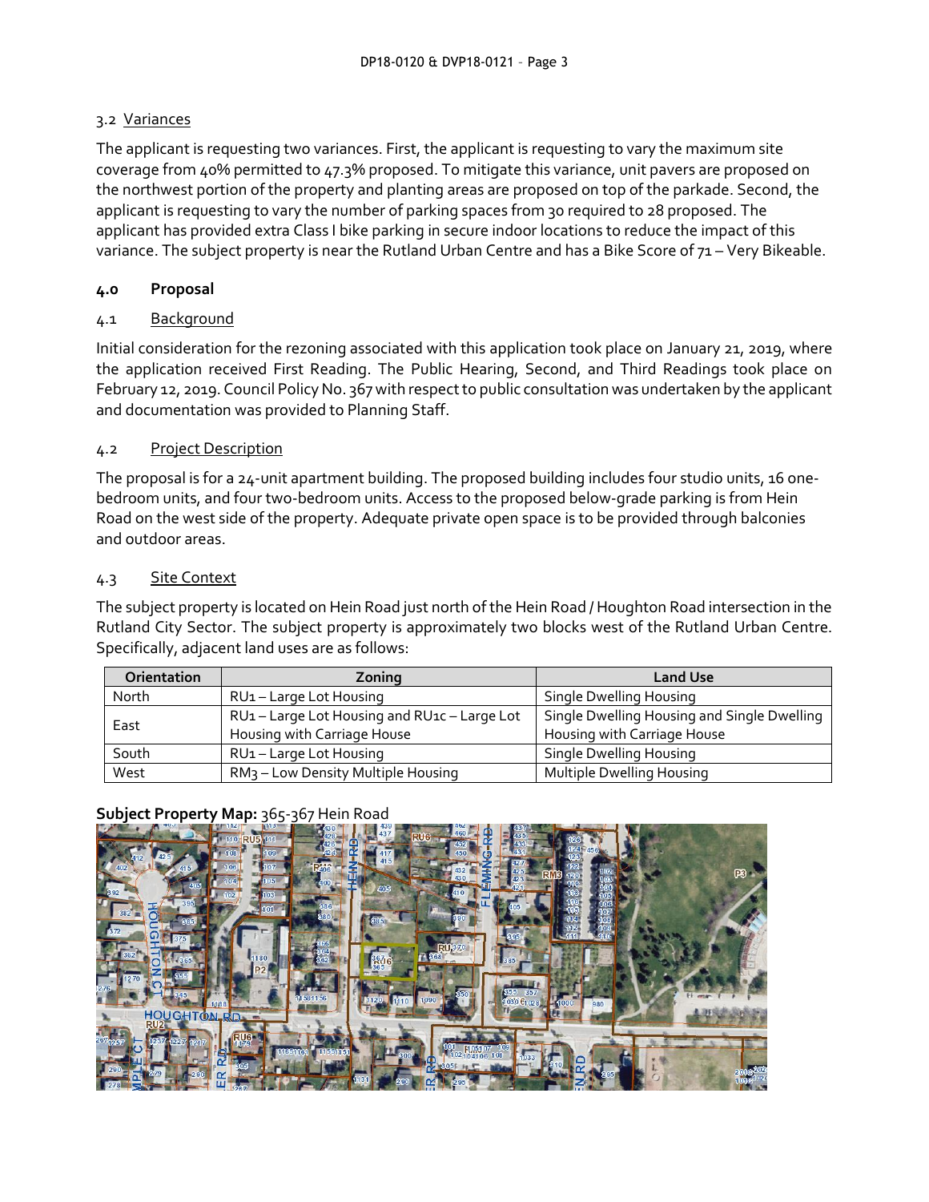### 3.2 Variances

The applicant is requesting two variances. First, the applicant is requesting to vary the maximum site coverage from 40% permitted to 47.3% proposed. To mitigate this variance, unit pavers are proposed on the northwest portion of the property and planting areas are proposed on top of the parkade. Second, the applicant is requesting to vary the number of parking spaces from 30 required to 28 proposed. The applicant has provided extra Class I bike parking in secure indoor locations to reduce the impact of this variance. The subject property is near the Rutland Urban Centre and has a Bike Score of 71 – Very Bikeable.

## 4.0 Proposal

### 4.1 Background

Initial consideration for the rezoning associated with this application took place on January 21, 2019, where the application received First Reading. The Public Hearing, Second, and Third Readings took place on February 12, 2019. Council Policy No. 367 with respect to public consultation was undertaken by the applicant and documentation was provided to Planning Staff.

### 4.2 Project Description

The proposal is for a 24-unit apartment building. The proposed building includes four studio units, 16 one-bedroom units, and four two-bedroom units. Access to the proposed below-grade parking is from Hein Road on the west side of the property. Adequate private open space is to be provided through balconies and outdoor areas.

### 4.3 Site Context

The subject property is located on Hein Road just north of the Hein Road / Houghton Road intersection in the Rutland City Sector. The subject property is approximately two blocks west of the Rutland Urban Centre. Specifically, adjacent land uses are as follows:

| Orientation | Zoning | Land Use |
|---|---|---|
| North | RU1 – Large Lot Housing | Single Dwelling Housing |
| East | RU1 – Large Lot Housing and RU1c – Large Lot Housing with Carriage House | Single Dwelling Housing and Single Dwelling Housing with Carriage House |
| South | RU1 – Large Lot Housing | Single Dwelling Housing |
| West | RM3 – Low Density Multiple Housing | Multiple Dwelling Housing |

**Subject Property Map:** 365-367 Hein Road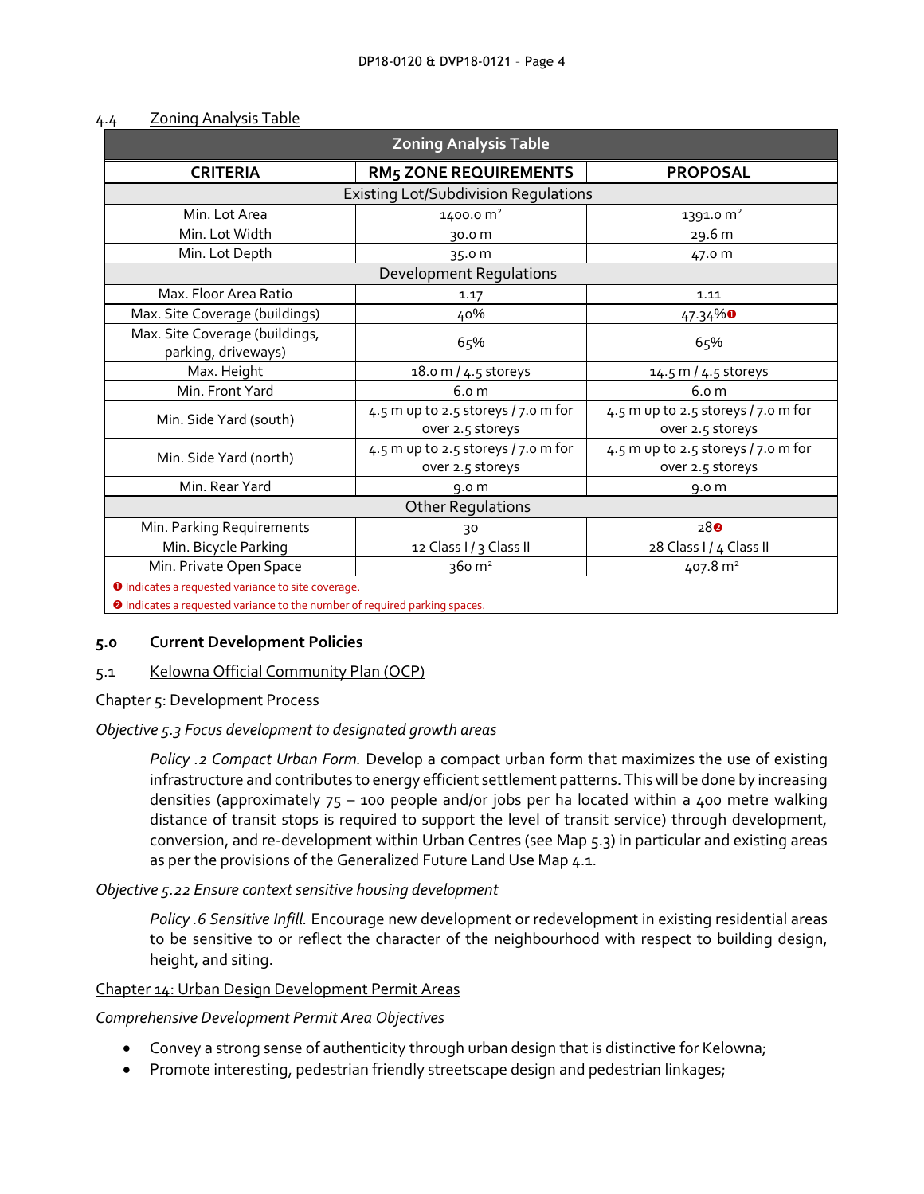### 4.4 Zoning Analysis Table

| Zoning Analysis Table | | |
|---|---|---|
| **CRITERIA** | **RM5 ZONE REQUIREMENTS** | **PROPOSAL** |
| Existing Lot/Subdivision Regulations | | |
| Min. Lot Area | 1400.0 m² | 1391.0 m² |
| Min. Lot Width | 30.0 m | 29.6 m |
| Min. Lot Depth | 35.0 m | 47.0 m |
| Development Regulations | | |
| Max. Floor Area Ratio | 1.17 | 1.11 |
| Max. Site Coverage (buildings) | 40% | 47.34% ❶ |
| Max. Site Coverage (buildings, parking, driveways) | 65% | 65% |
| Max. Height | 18.0 m / 4.5 storeys | 14.5 m / 4.5 storeys |
| Min. Front Yard | 6.0 m | 6.0 m |
| Min. Side Yard (south) | 4.5 m up to 2.5 storeys / 7.0 m for over 2.5 storeys | 4.5 m up to 2.5 storeys / 7.0 m for over 2.5 storeys |
| Min. Side Yard (north) | 4.5 m up to 2.5 storeys / 7.0 m for over 2.5 storeys | 4.5 m up to 2.5 storeys / 7.0 m for over 2.5 storeys |
| Min. Rear Yard | 9.0 m | 9.0 m |
| Other Regulations | | |
| Min. Parking Requirements | 30 | 28 ❷ |
| Min. Bicycle Parking | 12 Class I / 3 Class II | 28 Class I / 4 Class II |
| Min. Private Open Space | 360 m² | 407.8 m² |

❶ Indicates a requested variance to site coverage.

❷ Indicates a requested variance to the number of required parking spaces.

## 5.0 Current Development Policies

### 5.1 Kelowna Official Community Plan (OCP)

Chapter 5: Development Process

*Objective 5.3 Focus development to designated growth areas*

*Policy .2 Compact Urban Form.* Develop a compact urban form that maximizes the use of existing infrastructure and contributes to energy efficient settlement patterns. This will be done by increasing densities (approximately 75 – 100 people and/or jobs per ha located within a 400 metre walking distance of transit stops is required to support the level of transit service) through development, conversion, and re-development within Urban Centres (see Map 5.3) in particular and existing areas as per the provisions of the Generalized Future Land Use Map 4.1.

*Objective 5.22 Ensure context sensitive housing development*

*Policy .6 Sensitive Infill.* Encourage new development or redevelopment in existing residential areas to be sensitive to or reflect the character of the neighbourhood with respect to building design, height, and siting.

Chapter 14: Urban Design Development Permit Areas

*Comprehensive Development Permit Area Objectives*

- Convey a strong sense of authenticity through urban design that is distinctive for Kelowna;
- Promote interesting, pedestrian friendly streetscape design and pedestrian linkages;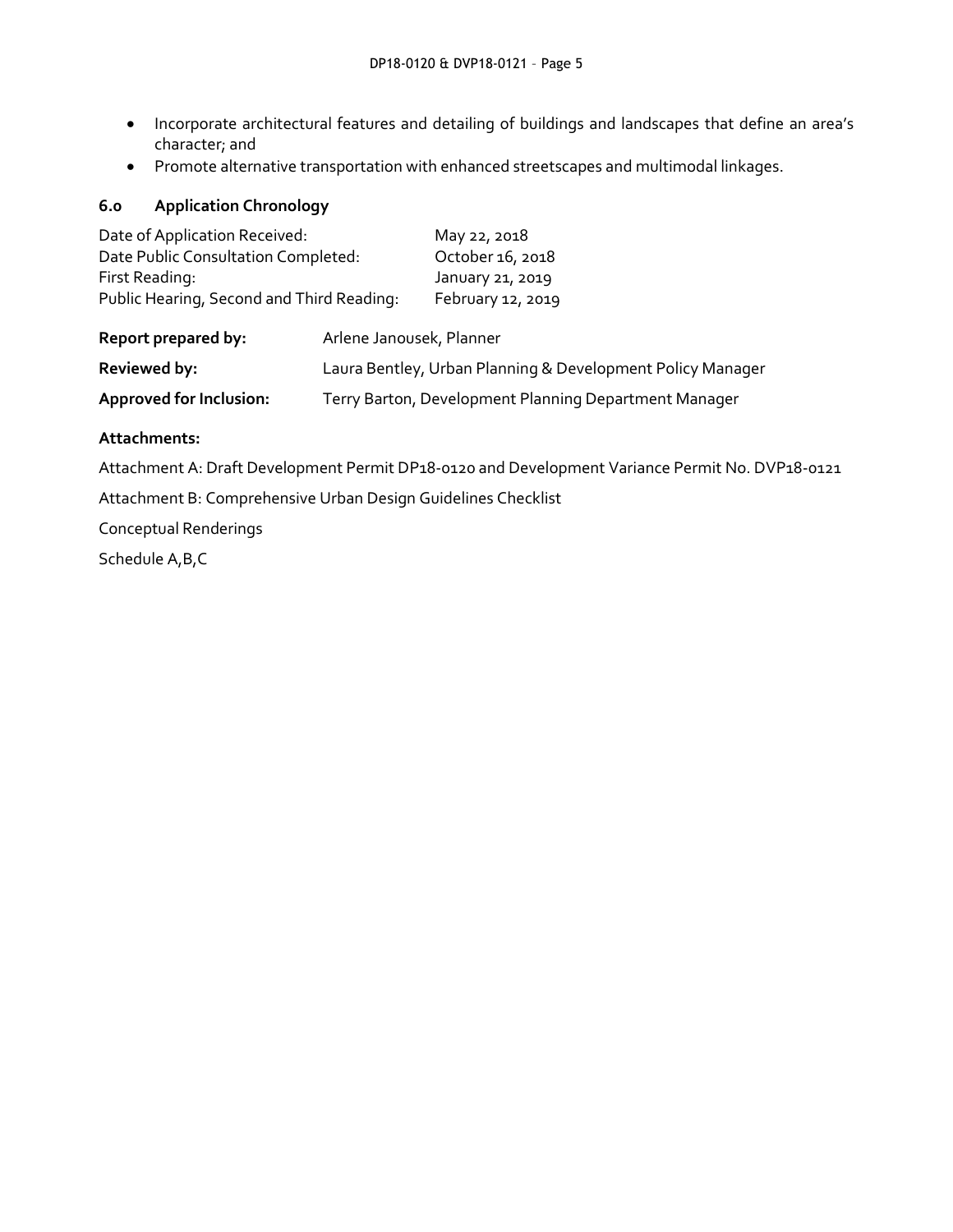- Incorporate architectural features and detailing of buildings and landscapes that define an area's character; and
- Promote alternative transportation with enhanced streetscapes and multimodal linkages.

## 6.0 Application Chronology

| | |
|---|---|
| Date of Application Received: | May 22, 2018 |
| Date Public Consultation Completed: | October 16, 2018 |
| First Reading: | January 21, 2019 |
| Public Hearing, Second and Third Reading: | February 12, 2019 |

| | |
|---|---|
| **Report prepared by:** | Arlene Janousek, Planner |
| **Reviewed by:** | Laura Bentley, Urban Planning & Development Policy Manager |
| **Approved for Inclusion:** | Terry Barton, Development Planning Department Manager |

**Attachments:**

Attachment A: Draft Development Permit DP18-0120 and Development Variance Permit No. DVP18-0121

Attachment B: Comprehensive Urban Design Guidelines Checklist

Conceptual Renderings

Schedule A,B,C